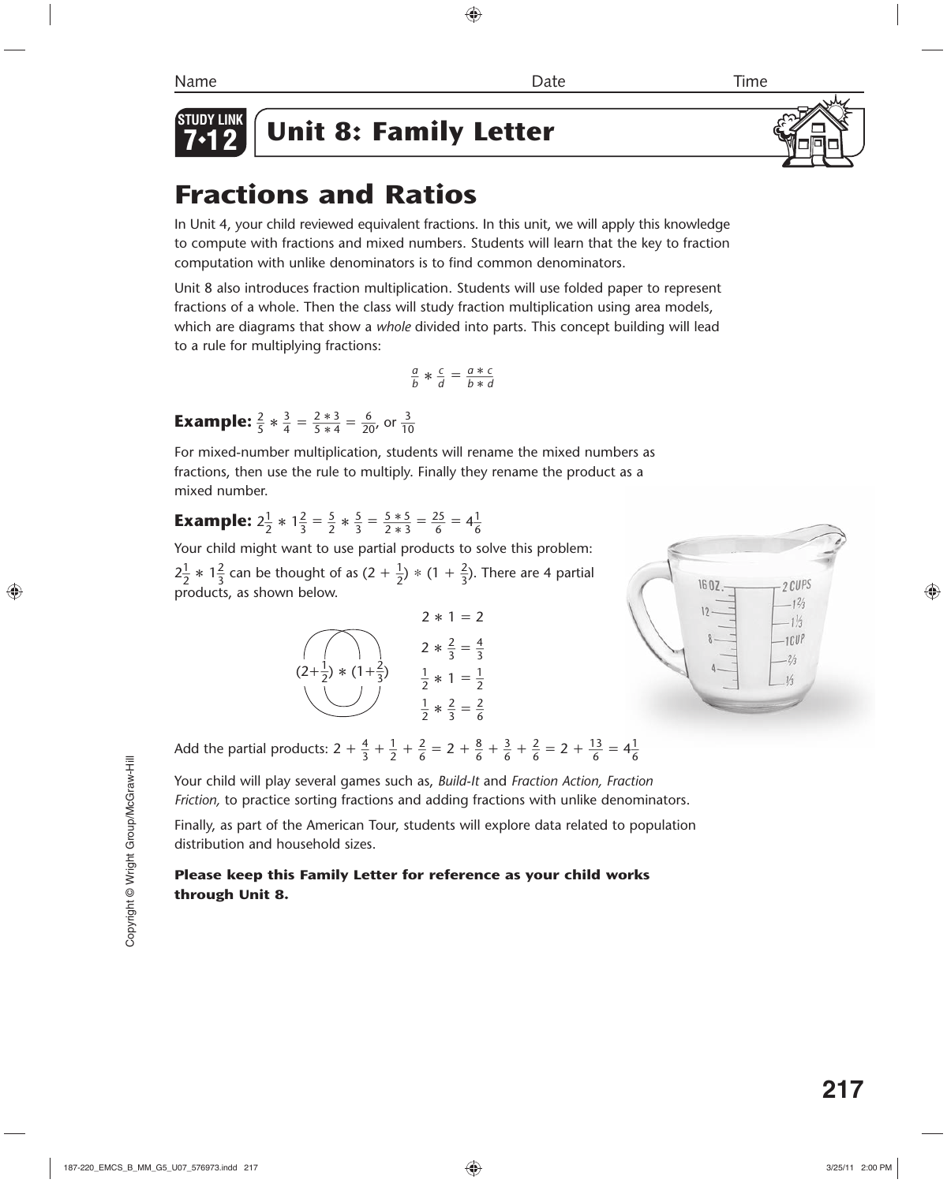Name Date Time

**STUDY LINK 7•12**

# Unit 8: Family Letter

## Fractions and Ratios

In Unit 4, your child reviewed equivalent fractions. In this unit, we will apply this knowledge to compute with fractions and mixed numbers. Students will learn that the key to fraction computation with unlike denominators is to find common denominators.

Unit 8 also introduces fraction multiplication. Students will use folded paper to represent fractions of a whole. Then the class will study fraction multiplication using area models, which are diagrams that show a *whole* divided into parts. This concept building will lead to a rule for multiplying fractions:

$$\frac{a}{b} * \frac{c}{d} = \frac{a * c}{b * d}$$

**Example:** $\frac{2}{5} * \frac{3}{4} = \frac{2 * 3}{5 * 4} = \frac{6}{20}$, or $\frac{3}{10}$

For mixed-number multiplication, students will rename the mixed numbers as fractions, then use the rule to multiply. Finally they rename the product as a mixed number.

**Example:** $2\frac{1}{2} * 1\frac{2}{3} = \frac{5}{2} * \frac{5}{3} = \frac{5 * 5}{2 * 3} = \frac{25}{6} = 4\frac{1}{6}$

Your child might want to use partial products to solve this problem:

$2\frac{1}{2} * 1\frac{2}{3}$ can be thought of as $(2 + \frac{1}{2}) * (1 + \frac{2}{3})$. There are 4 partial products, as shown below.

$$(2+\frac{1}{2}) * (1+\frac{2}{3})$$

$2 * 1 = 2$

$2 * \frac{2}{3} = \frac{4}{3}$

$\frac{1}{2} * 1 = \frac{1}{2}$

$\frac{1}{2} * \frac{2}{3} = \frac{2}{6}$

Add the partial products: $2 + \frac{4}{3} + \frac{1}{2} + \frac{2}{6} = 2 + \frac{8}{6} + \frac{3}{6} + \frac{2}{6} = 2 + \frac{13}{6} = 4\frac{1}{6}$

Your child will play several games such as, *Build-It* and *Fraction Action, Fraction Friction,* to practice sorting fractions and adding fractions with unlike denominators.

Finally, as part of the American Tour, students will explore data related to population distribution and household sizes.

**Please keep this Family Letter for reference as your child works through Unit 8.**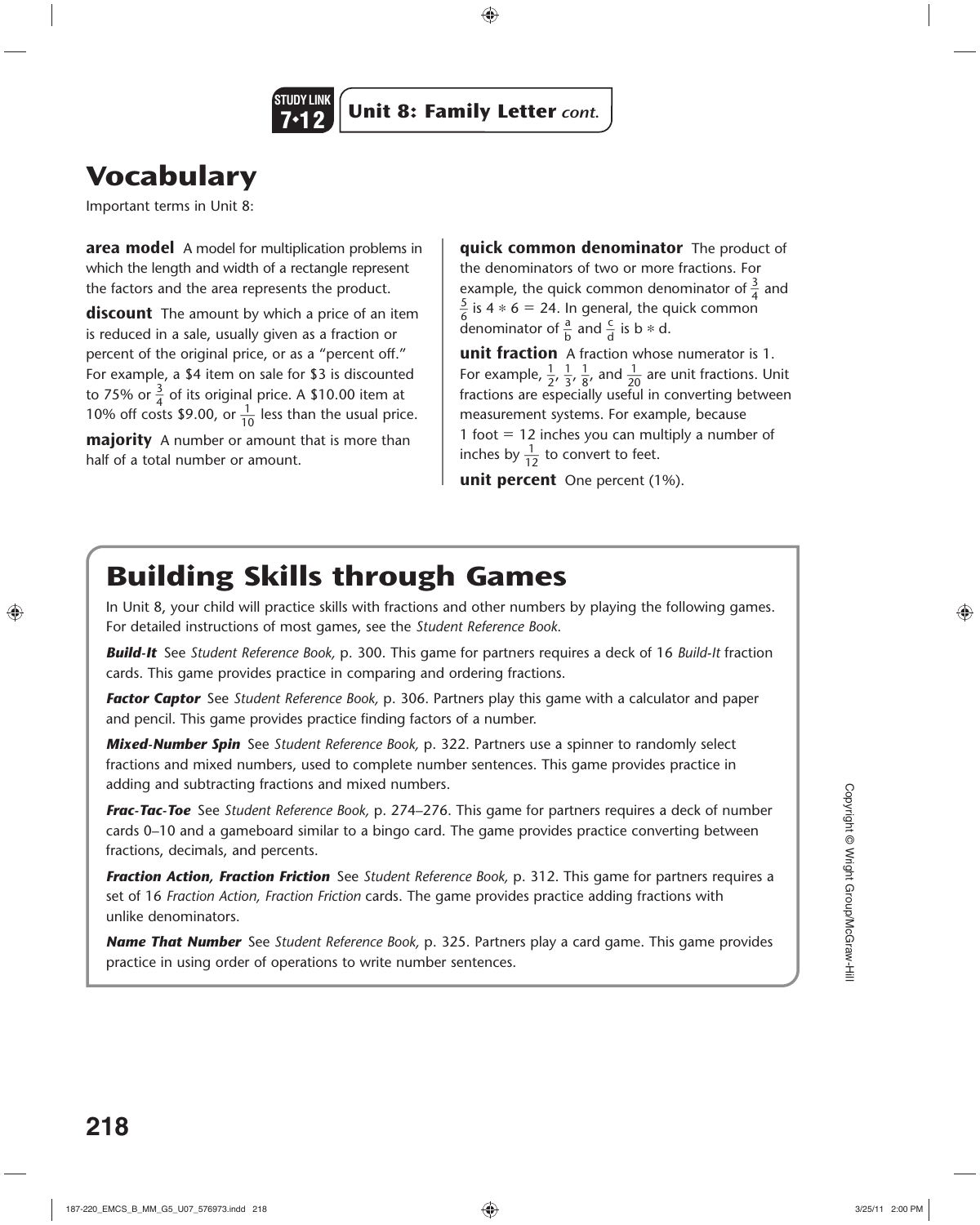**STUDY LINK 7•12** **Unit 8: Family Letter** *cont.*

# Vocabulary

Important terms in Unit 8:

**area model** A model for multiplication problems in which the length and width of a rectangle represent the factors and the area represents the product.

**discount** The amount by which a price of an item is reduced in a sale, usually given as a fraction or percent of the original price, or as a "percent off." For example, a $4 item on sale for $3 is discounted to 75% or $\frac{3}{4}$ of its original price. A $10.00 item at 10% off costs $9.00, or $\frac{1}{10}$ less than the usual price.

**majority** A number or amount that is more than half of a total number or amount.

**quick common denominator** The product of the denominators of two or more fractions. For example, the quick common denominator of $\frac{3}{4}$ and $\frac{5}{6}$ is $4 * 6 = 24$. In general, the quick common denominator of $\frac{a}{b}$ and $\frac{c}{d}$ is $b * d$.

**unit fraction** A fraction whose numerator is 1. For example, $\frac{1}{2}$, $\frac{1}{3}$, $\frac{1}{8}$, and $\frac{1}{20}$ are unit fractions. Unit fractions are especially useful in converting between measurement systems. For example, because 1 foot = 12 inches you can multiply a number of inches by $\frac{1}{12}$ to convert to feet.

**unit percent** One percent (1%).

# Building Skills through Games

In Unit 8, your child will practice skills with fractions and other numbers by playing the following games. For detailed instructions of most games, see the *Student Reference Book.*

***Build-It*** See *Student Reference Book,* p. 300. This game for partners requires a deck of 16 *Build-It* fraction cards. This game provides practice in comparing and ordering fractions.

***Factor Captor*** See *Student Reference Book,* p. 306. Partners play this game with a calculator and paper and pencil. This game provides practice finding factors of a number.

***Mixed-Number Spin*** See *Student Reference Book,* p. 322. Partners use a spinner to randomly select fractions and mixed numbers, used to complete number sentences. This game provides practice in adding and subtracting fractions and mixed numbers.

***Frac-Tac-Toe*** See *Student Reference Book,* p. 274–276. This game for partners requires a deck of number cards 0–10 and a gameboard similar to a bingo card. The game provides practice converting between fractions, decimals, and percents.

***Fraction Action, Fraction Friction*** See *Student Reference Book,* p. 312. This game for partners requires a set of 16 *Fraction Action, Fraction Friction* cards. The game provides practice adding fractions with unlike denominators.

***Name That Number*** See *Student Reference Book,* p. 325. Partners play a card game. This game provides practice in using order of operations to write number sentences.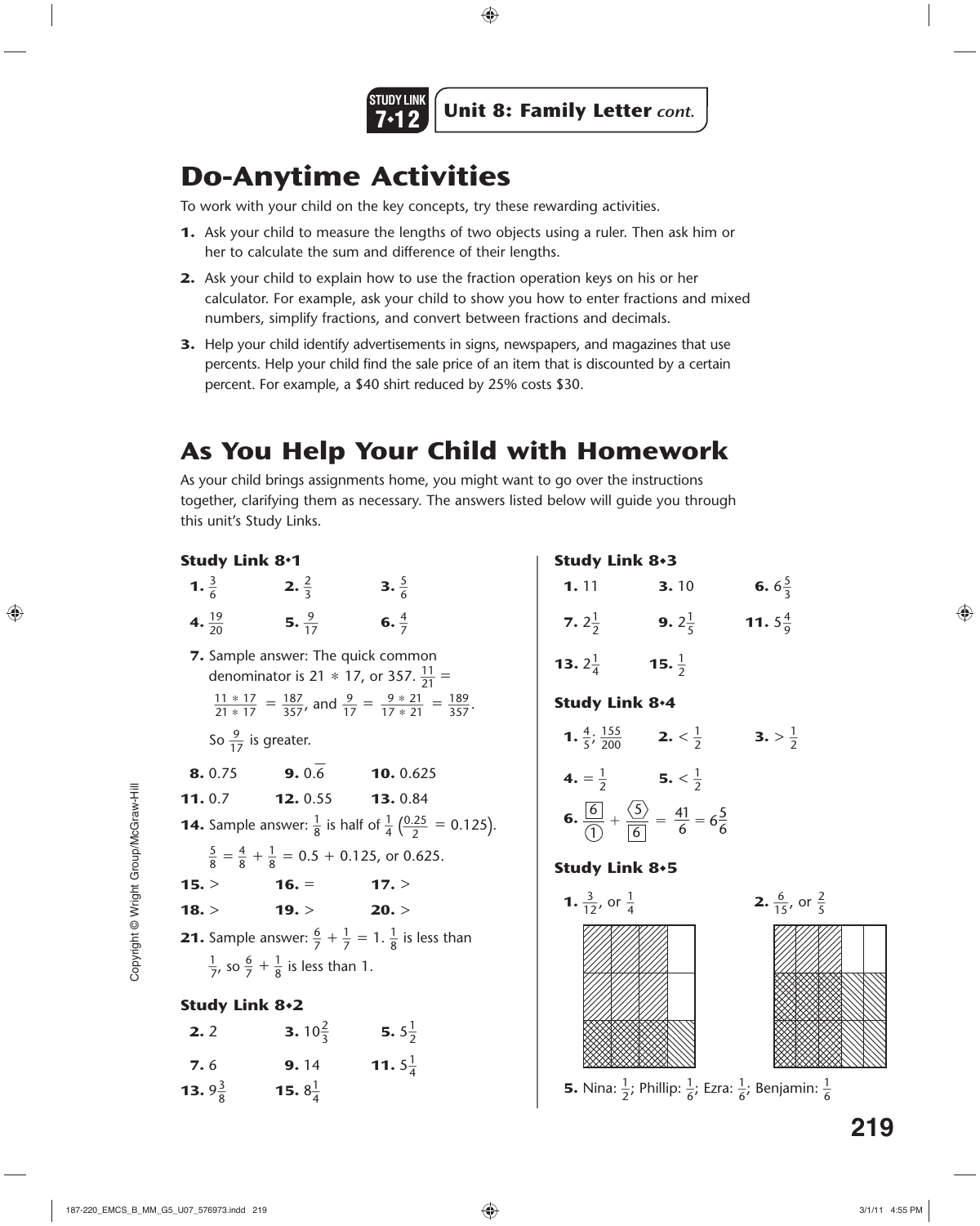STUDY LINK 7•12 **Unit 8: Family Letter** *cont.*

# Do-Anytime Activities

To work with your child on the key concepts, try these rewarding activities.

1. Ask your child to measure the lengths of two objects using a ruler. Then ask him or her to calculate the sum and difference of their lengths.
2. Ask your child to explain how to use the fraction operation keys on his or her calculator. For example, ask your child to show you how to enter fractions and mixed numbers, simplify fractions, and convert between fractions and decimals.
3. Help your child identify advertisements in signs, newspapers, and magazines that use percents. Help your child find the sale price of an item that is discounted by a certain percent. For example, a $40 shirt reduced by 25% costs $30.

# As You Help Your Child with Homework

As your child brings assignments home, you might want to go over the instructions together, clarifying them as necessary. The answers listed below will guide you through this unit's Study Links.

### Study Link 8•1

**1.** $\frac{3}{6}$ **2.** $\frac{2}{3}$ **3.** $\frac{5}{6}$

**4.** $\frac{19}{20}$ **5.** $\frac{9}{17}$ **6.** $\frac{4}{7}$

**7.** Sample answer: The quick common denominator is 21 * 17, or 357. $\frac{11}{21} = \frac{11 * 17}{21 * 17} = \frac{187}{357}$, and $\frac{9}{17} = \frac{9 * 21}{17 * 21} = \frac{189}{357}$.

So $\frac{9}{17}$ is greater.

**8.** 0.75 **9.** $0.\overline{6}$ **10.** 0.625

**11.** 0.7 **12.** 0.55 **13.** 0.84

**14.** Sample answer: $\frac{1}{8}$ is half of $\frac{1}{4}$ $\left(\frac{0.25}{2} = 0.125\right)$.

$\frac{5}{8} = \frac{4}{8} + \frac{1}{8} = 0.5 + 0.125$, or 0.625.

**15.** > **16.** = **17.** >

**18.** > **19.** > **20.** >

**21.** Sample answer: $\frac{6}{7} + \frac{1}{7} = 1$. $\frac{1}{8}$ is less than $\frac{1}{7}$, so $\frac{6}{7} + \frac{1}{8}$ is less than 1.

### Study Link 8•2

**2.** 2 **3.** $10\frac{2}{3}$ **5.** $5\frac{1}{2}$

**7.** 6 **9.** 14 **11.** $5\frac{1}{4}$

**13.** $9\frac{3}{8}$ **15.** $8\frac{1}{4}$

### Study Link 8•3

**1.** 11 **3.** 10 **6.** $6\frac{5}{3}$

**7.** $2\frac{1}{2}$ **9.** $2\frac{1}{5}$ **11.** $5\frac{4}{9}$

**13.** $2\frac{1}{4}$ **15.** $\frac{1}{2}$

### Study Link 8•4

**1.** $\frac{4}{5}$; $\frac{155}{200}$ **2.** $< \frac{1}{2}$ **3.** $> \frac{1}{2}$

**4.** $= \frac{1}{2}$ **5.** $< \frac{1}{2}$

**6.** $\frac{6}{1} + \frac{5}{6} = \frac{41}{6} = 6\frac{5}{6}$

### Study Link 8•5

**1.** $\frac{3}{12}$, or $\frac{1}{4}$ **2.** $\frac{6}{15}$, or $\frac{2}{5}$

**5.** Nina: $\frac{1}{2}$; Phillip: $\frac{1}{6}$; Ezra: $\frac{1}{6}$; Benjamin: $\frac{1}{6}$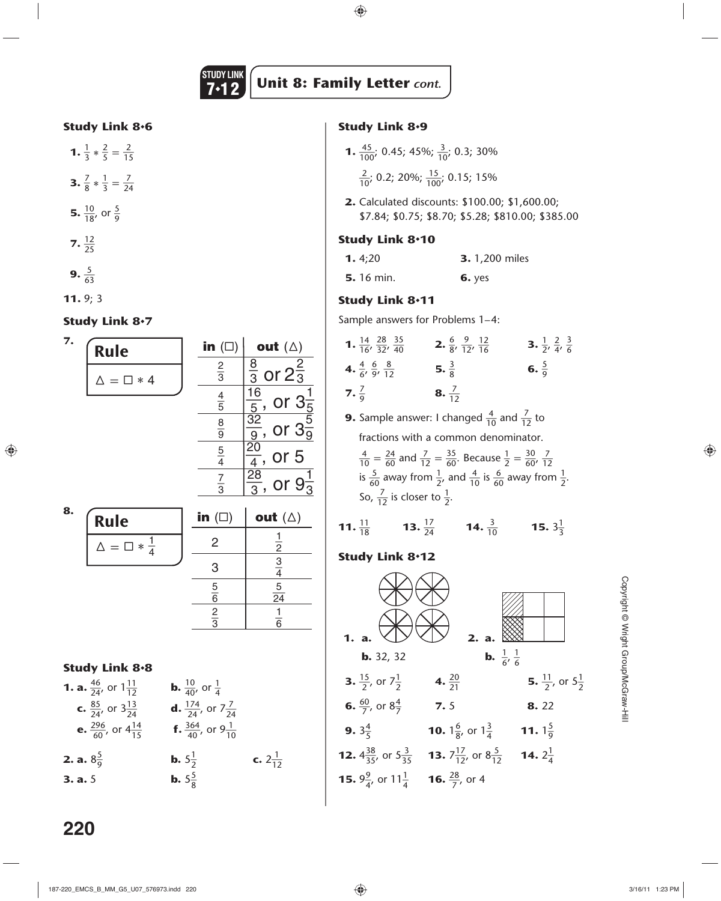## Unit 8: Family Letter *cont.*

### Study Link 8•6

**1.** $\frac{1}{3} * \frac{2}{5} = \frac{2}{15}$

**3.** $\frac{7}{8} * \frac{1}{3} = \frac{7}{24}$

**5.** $\frac{10}{18}$, or $\frac{5}{9}$

**7.** $\frac{12}{25}$

**9.** $\frac{5}{63}$

**11.** 9; 3

### Study Link 8•7

**7.**

| Rule |
|---|
| $\triangle = \square * 4$ |

| in ($\square$) | out ($\triangle$) |
|---|---|
| $\frac{2}{3}$ | $\frac{8}{3}$ or $2\frac{2}{3}$ |
| $\frac{4}{5}$ | $\frac{16}{5}$, or $3\frac{1}{5}$ |
| $\frac{8}{9}$ | $\frac{32}{9}$, or $3\frac{5}{9}$ |
| $\frac{5}{4}$ | $\frac{20}{4}$, or 5 |
| $\frac{7}{3}$ | $\frac{28}{3}$, or $9\frac{1}{3}$ |

**8.**

| Rule |
|---|
| $\triangle = \square * \frac{1}{4}$ |

| in ($\square$) | out ($\triangle$) |
|---|---|
| 2 | $\frac{1}{2}$ |
| 3 | $\frac{3}{4}$ |
| $\frac{5}{6}$ | $\frac{5}{24}$ |
| $\frac{2}{3}$ | $\frac{1}{6}$ |

### Study Link 8•8

**1. a.** $\frac{46}{24}$, or $1\frac{11}{12}$ **b.** $\frac{10}{40}$, or $\frac{1}{4}$

**c.** $\frac{85}{24}$, or $3\frac{13}{24}$ **d.** $\frac{174}{24}$, or $7\frac{7}{24}$

**e.** $\frac{296}{60}$, or $4\frac{14}{15}$ **f.** $\frac{364}{40}$, or $9\frac{1}{10}$

**2. a.** $8\frac{5}{9}$ **b.** $5\frac{1}{2}$ **c.** $2\frac{1}{12}$

**3. a.** 5 **b.** $5\frac{5}{8}$

### Study Link 8•9

**1.** $\frac{45}{100}$; 0.45; 45%; $\frac{3}{10}$; 0.3; 30%

$\frac{2}{10}$; 0.2; 20%; $\frac{15}{100}$; 0.15; 15%

**2.** Calculated discounts: $100.00; $1,600.00; $7.84; $0.75; $8.70; $5.28; $810.00; $385.00

### Study Link 8•10

**1.** 4;20 **3.** 1,200 miles

**5.** 16 min. **6.** yes

### Study Link 8•11

Sample answers for Problems 1–4:

**1.** $\frac{14}{16}, \frac{28}{32}, \frac{35}{40}$ **2.** $\frac{6}{8}, \frac{9}{12}, \frac{12}{16}$ **3.** $\frac{1}{2}, \frac{2}{4}, \frac{3}{6}$

**4.** $\frac{4}{6}, \frac{6}{9}, \frac{8}{12}$ **5.** $\frac{3}{8}$ **6.** $\frac{5}{9}$

**7.** $\frac{7}{9}$ **8.** $\frac{7}{12}$

**9.** Sample answer: I changed $\frac{4}{10}$ and $\frac{7}{12}$ to fractions with a common denominator. $\frac{4}{10} = \frac{24}{60}$ and $\frac{7}{12} = \frac{35}{60}$. Because $\frac{1}{2} = \frac{30}{60}$, $\frac{7}{12}$ is $\frac{5}{60}$ away from $\frac{1}{2}$, and $\frac{4}{10}$ is $\frac{6}{60}$ away from $\frac{1}{2}$. So, $\frac{7}{12}$ is closer to $\frac{1}{2}$.

**11.** $\frac{11}{18}$ **13.** $\frac{17}{24}$ **14.** $\frac{3}{10}$ **15.** $3\frac{1}{3}$

### Study Link 8•12

**1. a.** **2. a.**

**b.** 32, 32 **b.** $\frac{1}{6}, \frac{1}{6}$

**3.** $\frac{15}{2}$, or $7\frac{1}{2}$ **4.** $\frac{20}{21}$ **5.** $\frac{11}{2}$, or $5\frac{1}{2}$

**6.** $\frac{60}{7}$, or $8\frac{4}{7}$ **7.** 5 **8.** 22

**9.** $3\frac{4}{5}$ **10.** $1\frac{6}{8}$, or $1\frac{3}{4}$ **11.** $1\frac{5}{9}$

**12.** $4\frac{38}{35}$, or $5\frac{3}{35}$ **13.** $7\frac{17}{12}$, or $8\frac{5}{12}$ **14.** $2\frac{1}{4}$

**15.** $9\frac{9}{4}$, or $11\frac{1}{4}$ **16.** $\frac{28}{7}$, or 4